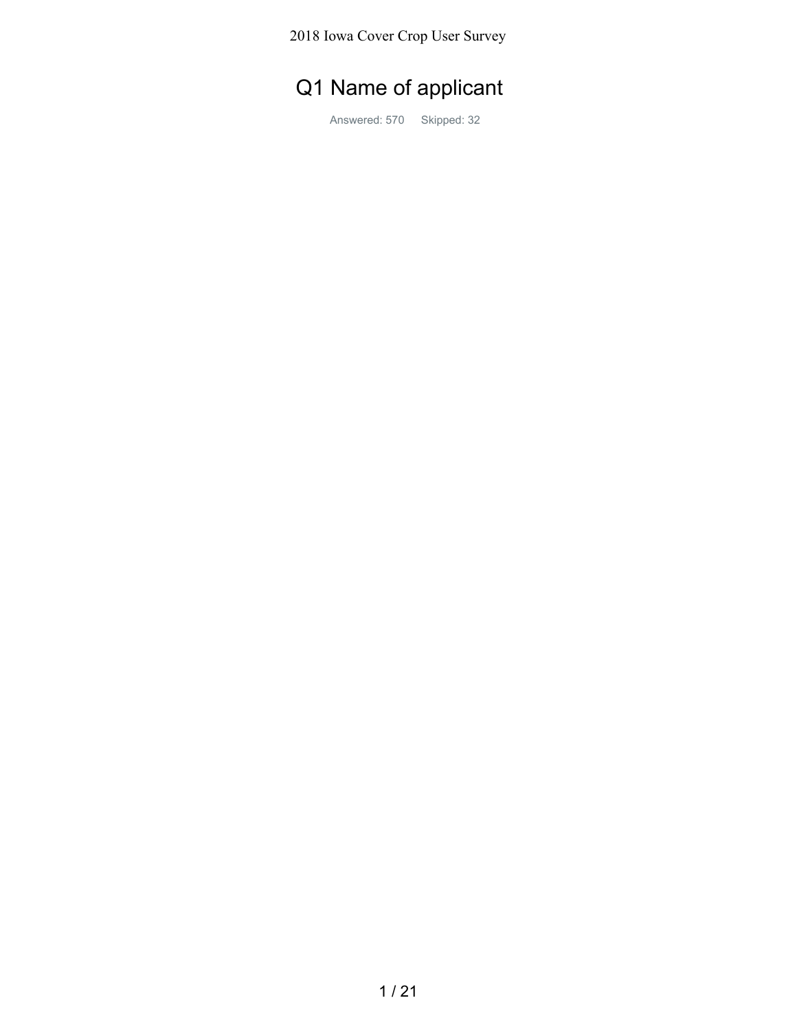# Q1 Name of applicant

Answered: 570 Skipped: 32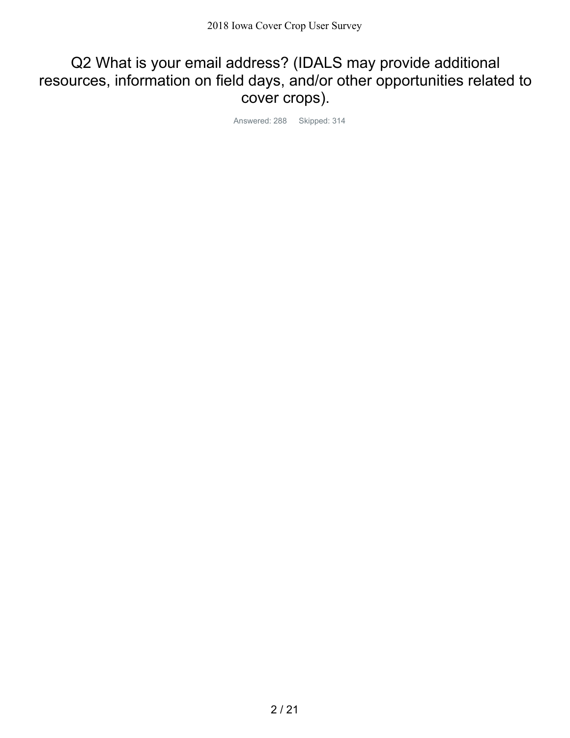# Q2 What is your email address? (IDALS may provide additional resources, information on field days, and/or other opportunities related to cover crops).

Answered: 288 Skipped: 314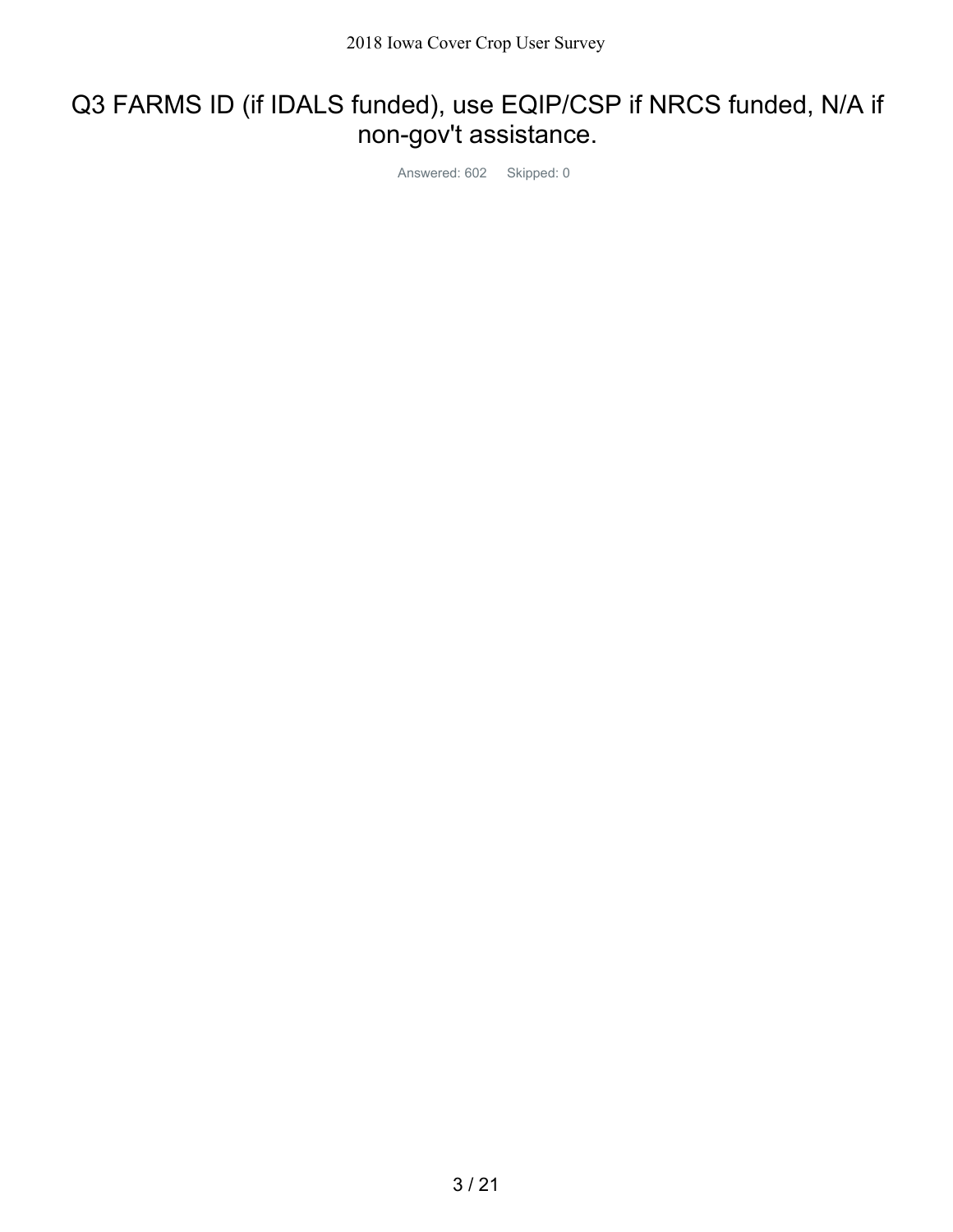# Q3 FARMS ID (if IDALS funded), use EQIP/CSP if NRCS funded, N/A if non-gov't assistance.

Answered: 602 Skipped: 0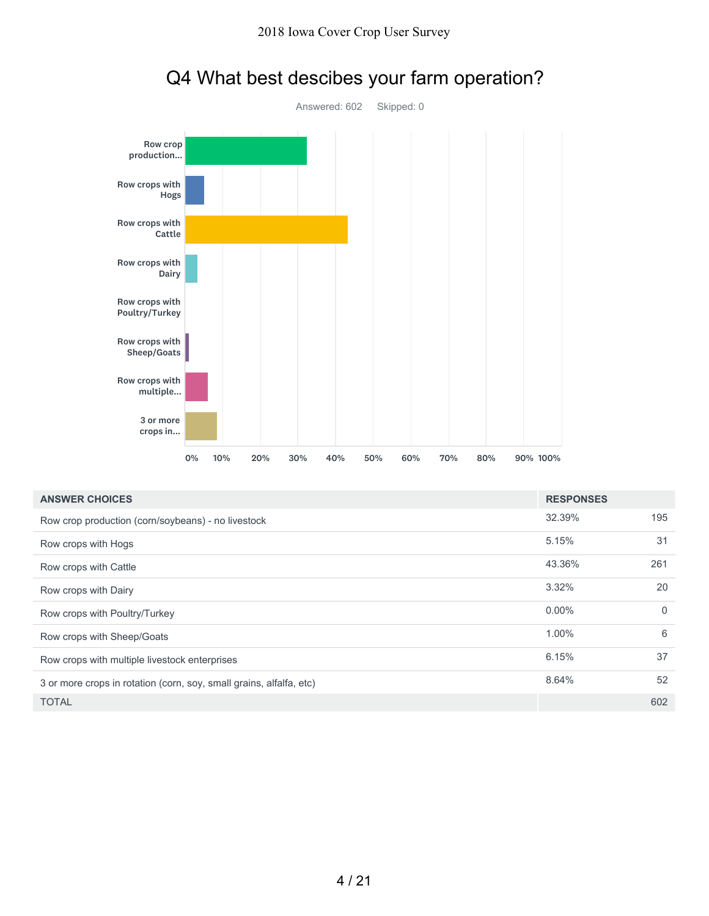# Q4 What best descibes your farm operation?

Answered: 602 Skipped: 0

| ANSWER CHOICES | RESPONSES | |
|---|---|---|
| Row crop production (corn/soybeans) - no livestock | 32.39% | 195 |
| Row crops with Hogs | 5.15% | 31 |
| Row crops with Cattle | 43.36% | 261 |
| Row crops with Dairy | 3.32% | 20 |
| Row crops with Poultry/Turkey | 0.00% | 0 |
| Row crops with Sheep/Goats | 1.00% | 6 |
| Row crops with multiple livestock enterprises | 6.15% | 37 |
| 3 or more crops in rotation (corn, soy, small grains, alfalfa, etc) | 8.64% | 52 |
| TOTAL | | 602 |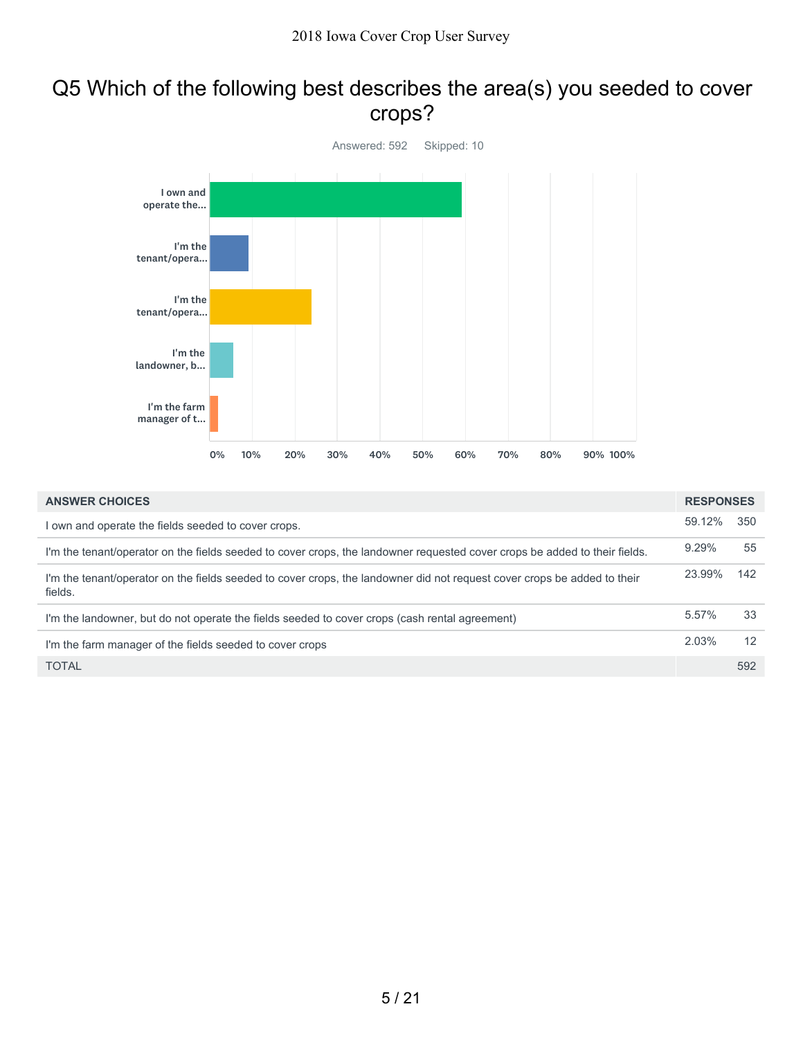# Q5 Which of the following best describes the area(s) you seeded to cover crops?

Answered: 592 Skipped: 10

| ANSWER CHOICES | RESPONSES | |
|---|---|---|
| I own and operate the fields seeded to cover crops. | 59.12% | 350 |
| I'm the tenant/operator on the fields seeded to cover crops, the landowner requested cover crops be added to their fields. | 9.29% | 55 |
| I'm the tenant/operator on the fields seeded to cover crops, the landowner did not request cover crops be added to their fields. | 23.99% | 142 |
| I'm the landowner, but do not operate the fields seeded to cover crops (cash rental agreement) | 5.57% | 33 |
| I'm the farm manager of the fields seeded to cover crops | 2.03% | 12 |
| TOTAL | | 592 |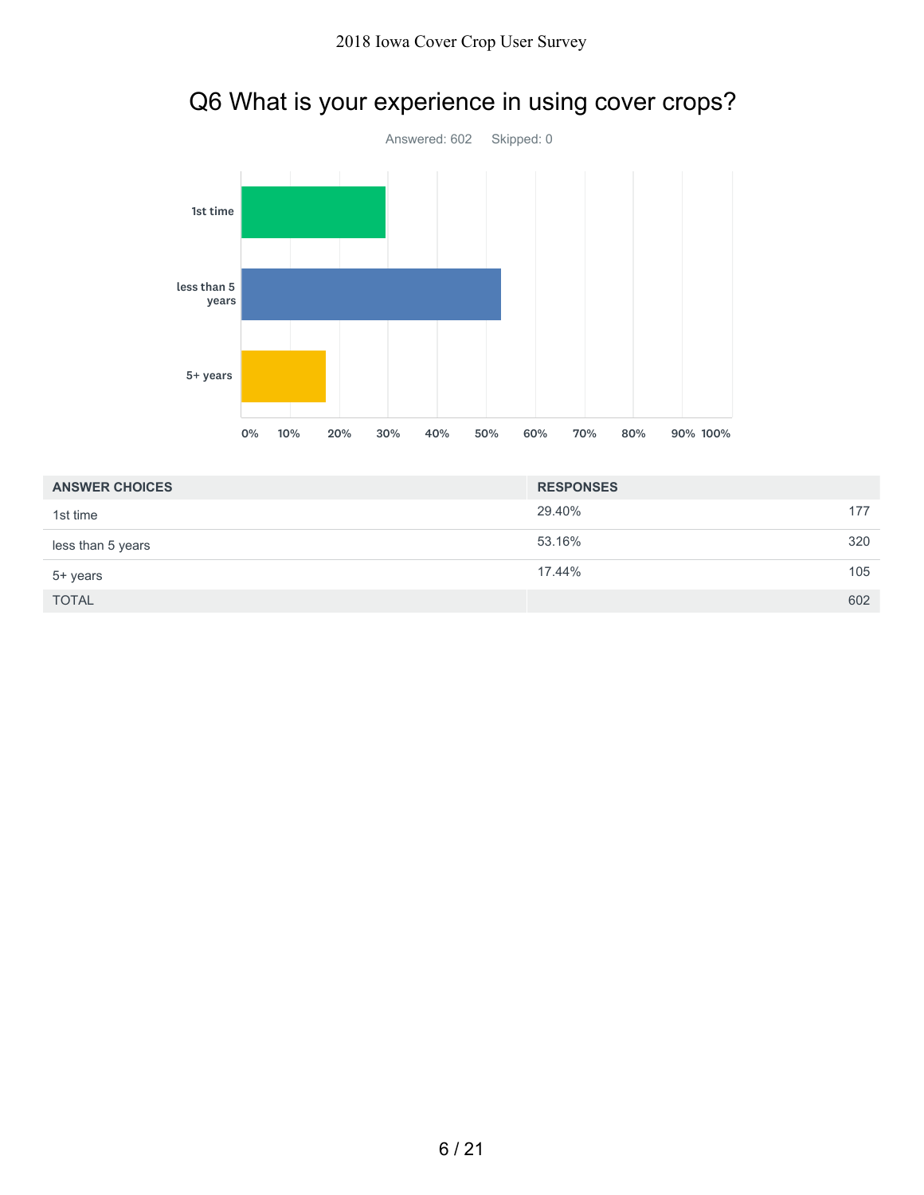# Q6 What is your experience in using cover crops?

Answered: 602 Skipped: 0

| ANSWER CHOICES | RESPONSES | |
|---|---|---|
| 1st time | 29.40% | 177 |
| less than 5 years | 53.16% | 320 |
| 5+ years | 17.44% | 105 |
| TOTAL | | 602 |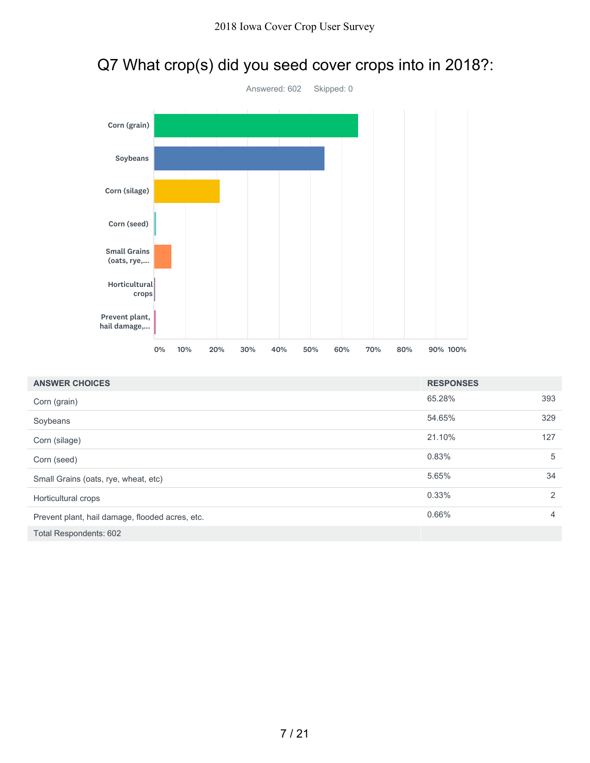# Q7 What crop(s) did you seed cover crops into in 2018?:

Answered: 602    Skipped: 0

| ANSWER CHOICES | RESPONSES | |
|---|---|---|
| Corn (grain) | 65.28% | 393 |
| Soybeans | 54.65% | 329 |
| Corn (silage) | 21.10% | 127 |
| Corn (seed) | 0.83% | 5 |
| Small Grains (oats, rye, wheat, etc) | 5.65% | 34 |
| Horticultural crops | 0.33% | 2 |
| Prevent plant, hail damage, flooded acres, etc. | 0.66% | 4 |
| Total Respondents: 602 | | |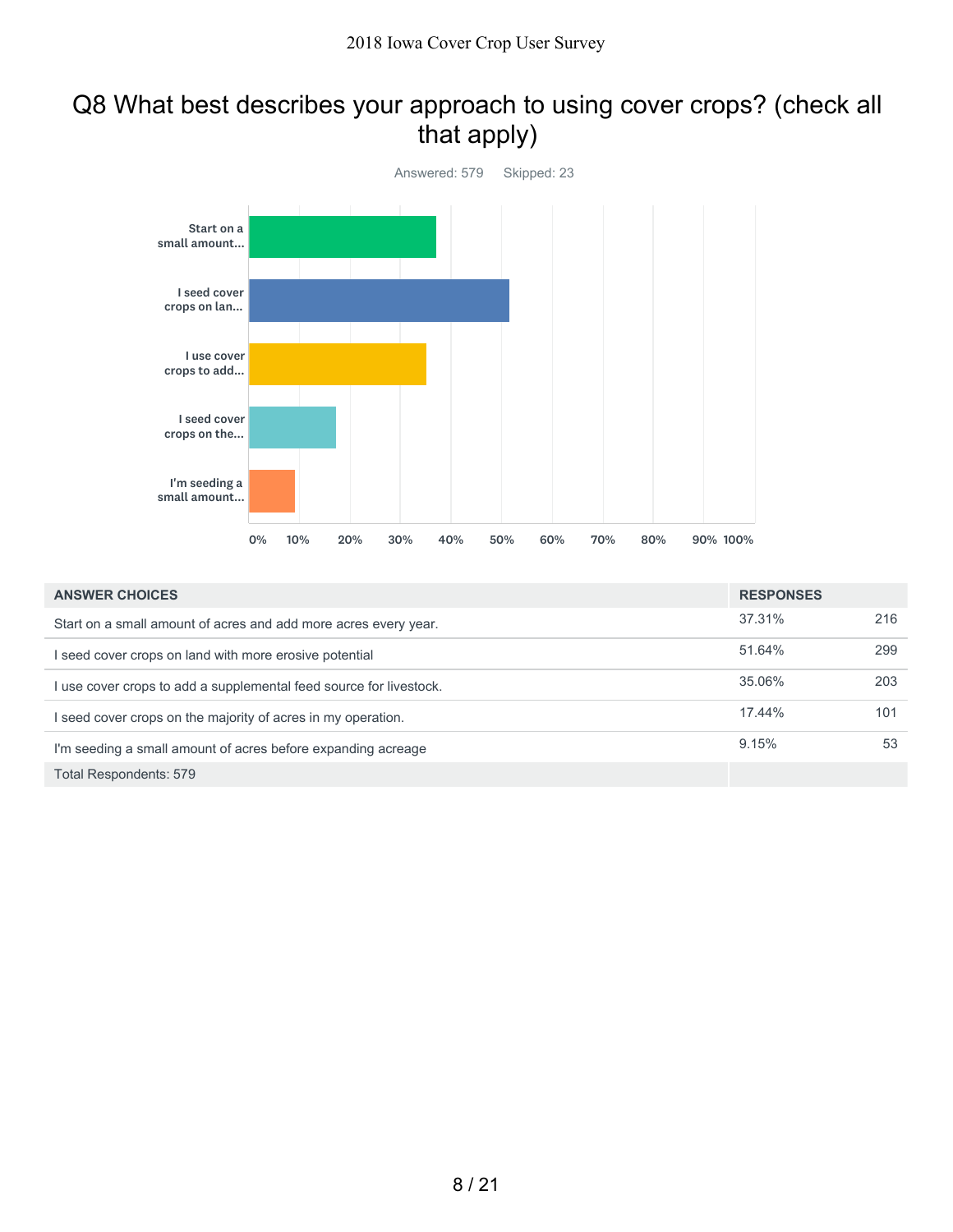# Q8 What best describes your approach to using cover crops? (check all that apply)

Answered: 579 Skipped: 23

| ANSWER CHOICES | RESPONSES | |
|---|---|---|
| Start on a small amount of acres and add more acres every year. | 37.31% | 216 |
| I seed cover crops on land with more erosive potential | 51.64% | 299 |
| I use cover crops to add a supplemental feed source for livestock. | 35.06% | 203 |
| I seed cover crops on the majority of acres in my operation. | 17.44% | 101 |
| I'm seeding a small amount of acres before expanding acreage | 9.15% | 53 |
| Total Respondents: 579 | | |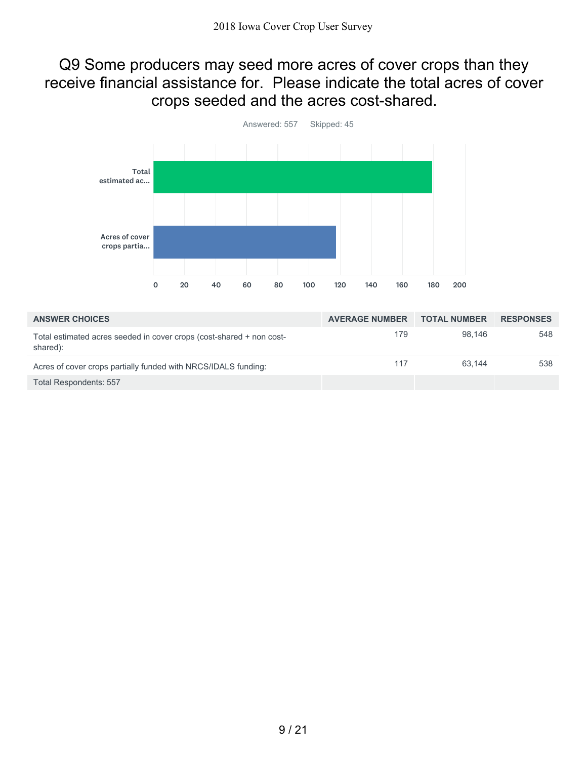# Q9 Some producers may seed more acres of cover crops than they receive financial assistance for. Please indicate the total acres of cover crops seeded and the acres cost-shared.

Answered: 557 Skipped: 45

| ANSWER CHOICES | AVERAGE NUMBER | TOTAL NUMBER | RESPONSES |
|---|---|---|---|
| Total estimated acres seeded in cover crops (cost-shared + non cost-shared): | 179 | 98,146 | 548 |
| Acres of cover crops partially funded with NRCS/IDALS funding: | 117 | 63,144 | 538 |
| Total Respondents: 557 | | | |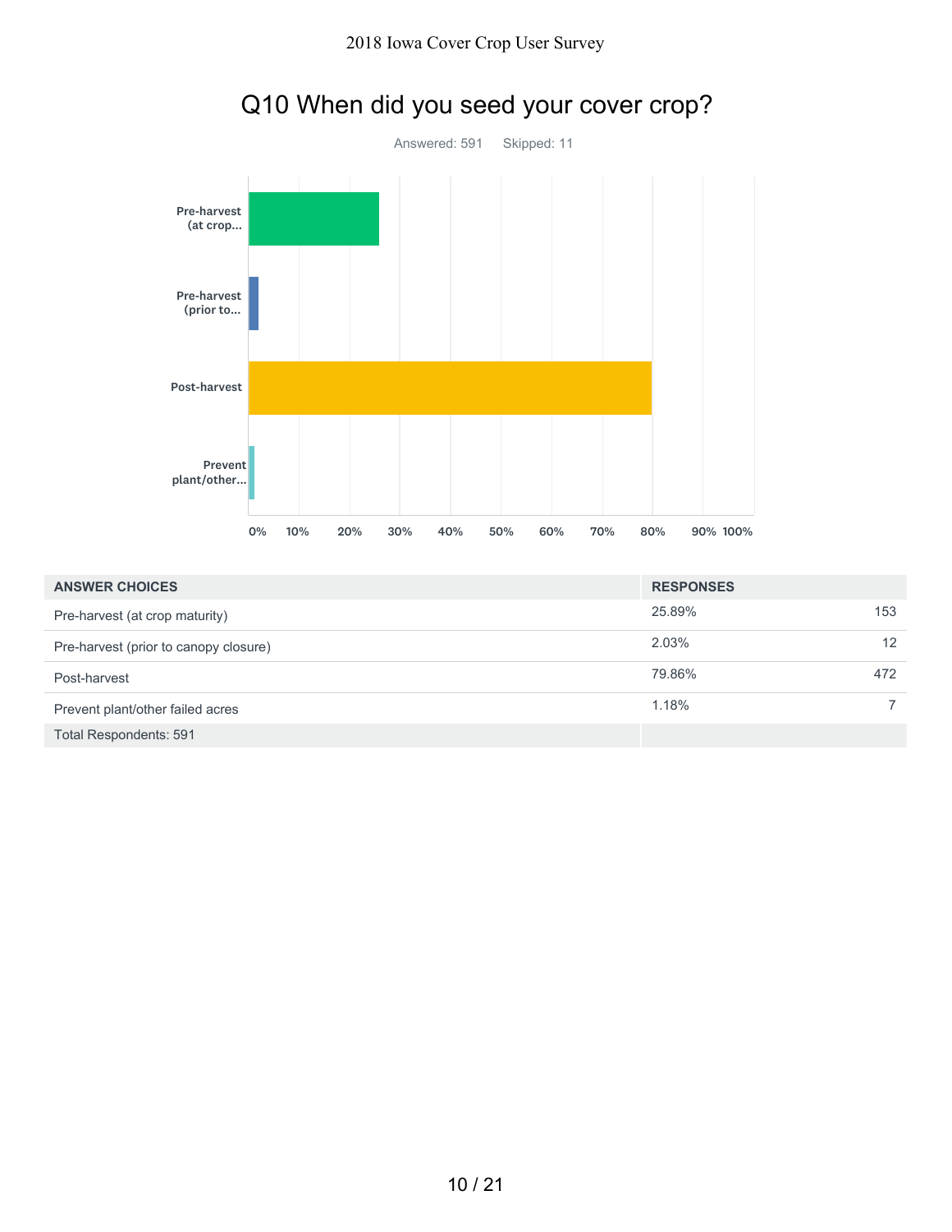# Q10 When did you seed your cover crop?

Answered: 591 Skipped: 11

| ANSWER CHOICES | RESPONSES | |
|---|---|---|
| Pre-harvest (at crop maturity) | 25.89% | 153 |
| Pre-harvest (prior to canopy closure) | 2.03% | 12 |
| Post-harvest | 79.86% | 472 |
| Prevent plant/other failed acres | 1.18% | 7 |
| Total Respondents: 591 | | |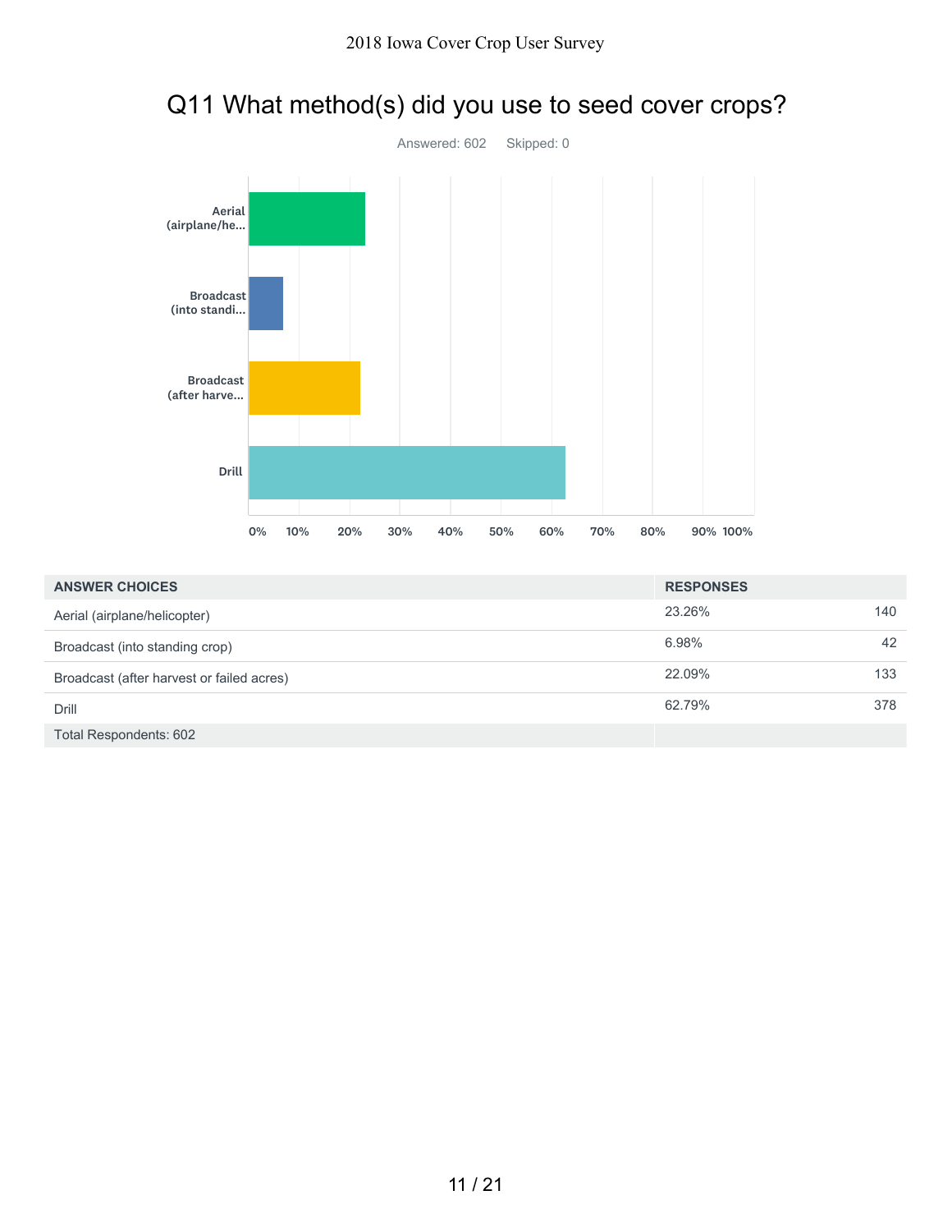# Q11 What method(s) did you use to seed cover crops?

Answered: 602 Skipped: 0

| ANSWER CHOICES | RESPONSES | |
|---|---|---|
| Aerial (airplane/helicopter) | 23.26% | 140 |
| Broadcast (into standing crop) | 6.98% | 42 |
| Broadcast (after harvest or failed acres) | 22.09% | 133 |
| Drill | 62.79% | 378 |
| Total Respondents: 602 | | |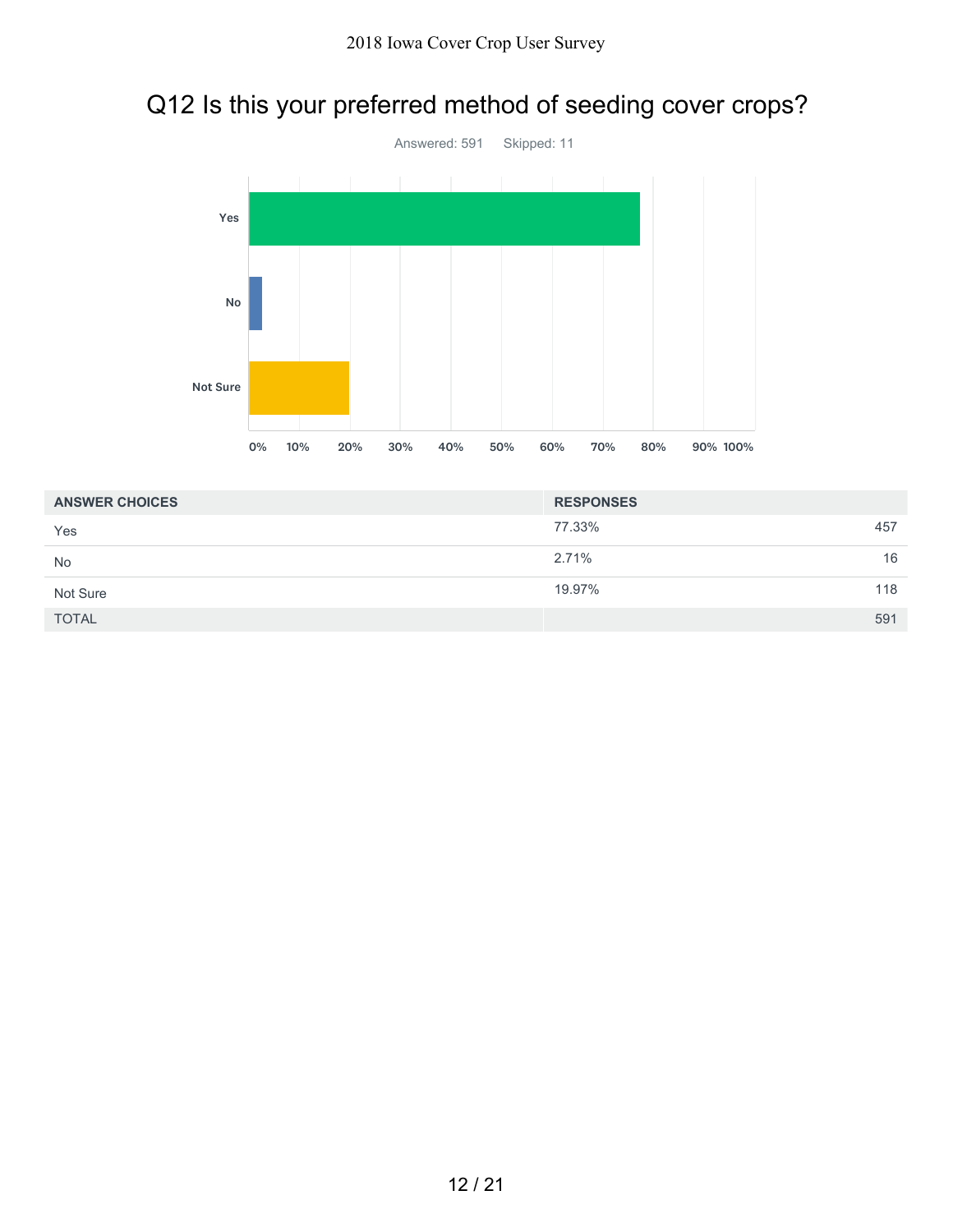# Q12 Is this your preferred method of seeding cover crops?

Answered: 591 Skipped: 11

| ANSWER CHOICES | RESPONSES | |
|---|---|---|
| Yes | 77.33% | 457 |
| No | 2.71% | 16 |
| Not Sure | 19.97% | 118 |
| TOTAL | | 591 |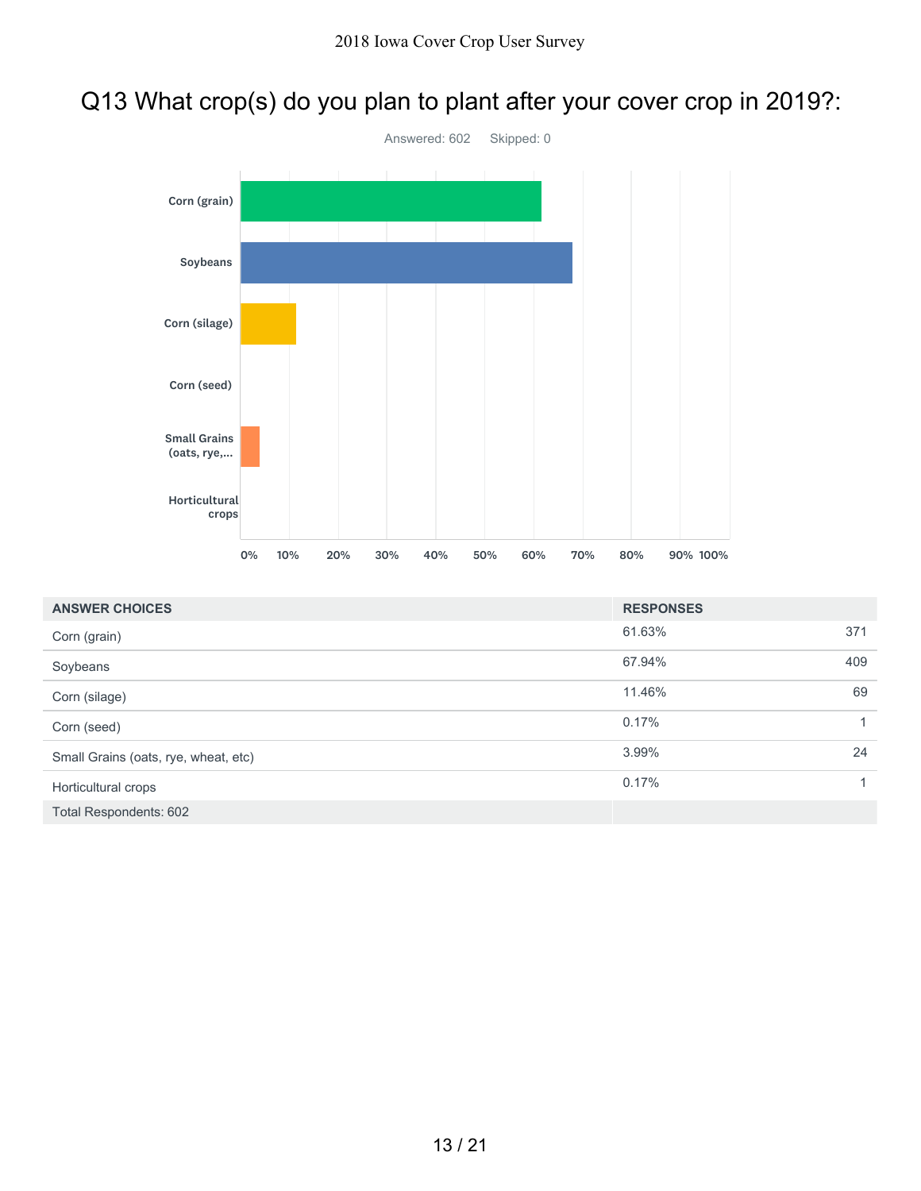# Q13 What crop(s) do you plan to plant after your cover crop in 2019?:

Answered: 602 Skipped: 0

| ANSWER CHOICES | RESPONSES | |
|---|---|---|
| Corn (grain) | 61.63% | 371 |
| Soybeans | 67.94% | 409 |
| Corn (silage) | 11.46% | 69 |
| Corn (seed) | 0.17% | 1 |
| Small Grains (oats, rye, wheat, etc) | 3.99% | 24 |
| Horticultural crops | 0.17% | 1 |
| Total Respondents: 602 | | |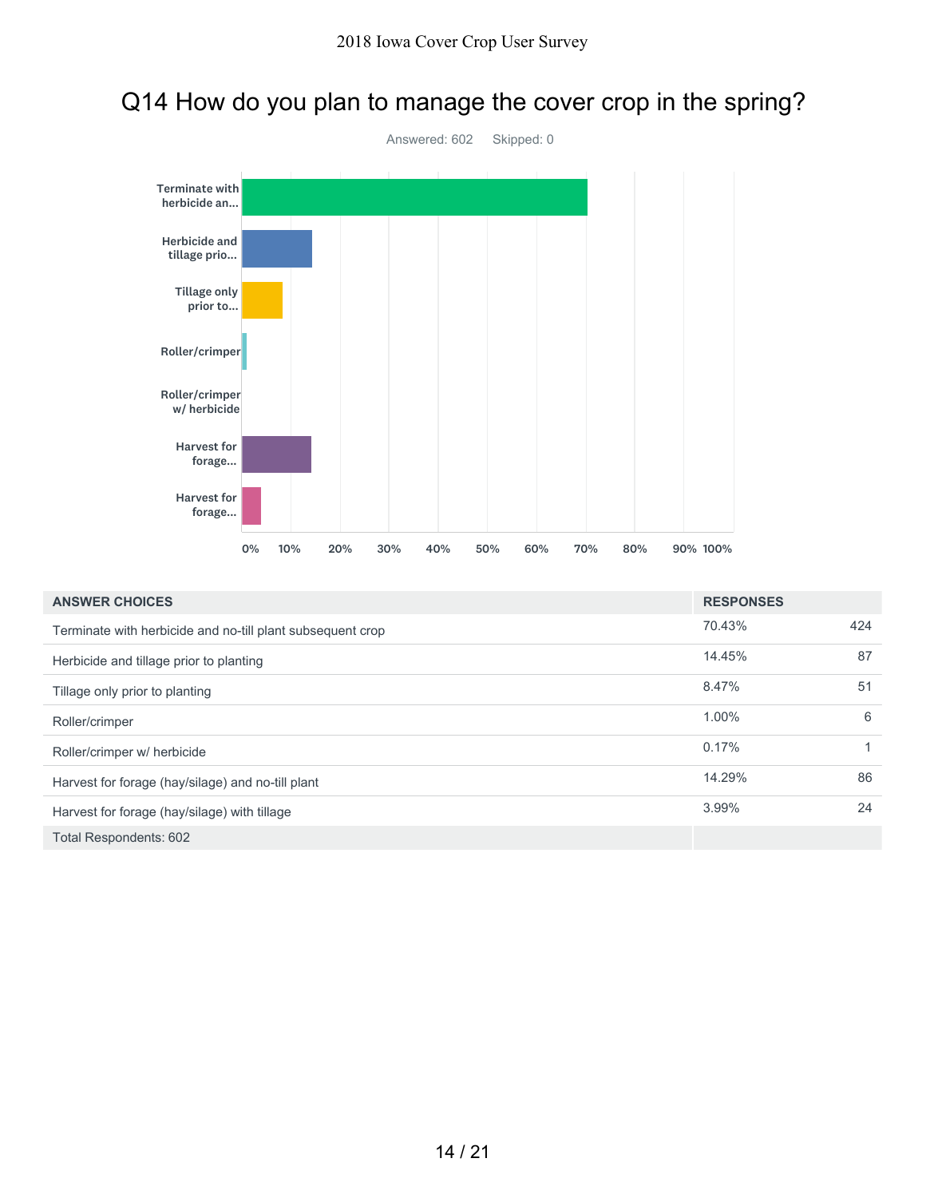# Q14 How do you plan to manage the cover crop in the spring?

Answered: 602    Skipped: 0

| ANSWER CHOICES | RESPONSES | |
|---|---|---|
| Terminate with herbicide and no-till plant subsequent crop | 70.43% | 424 |
| Herbicide and tillage prior to planting | 14.45% | 87 |
| Tillage only prior to planting | 8.47% | 51 |
| Roller/crimper | 1.00% | 6 |
| Roller/crimper w/ herbicide | 0.17% | 1 |
| Harvest for forage (hay/silage) and no-till plant | 14.29% | 86 |
| Harvest for forage (hay/silage) with tillage | 3.99% | 24 |
| Total Respondents: 602 | | |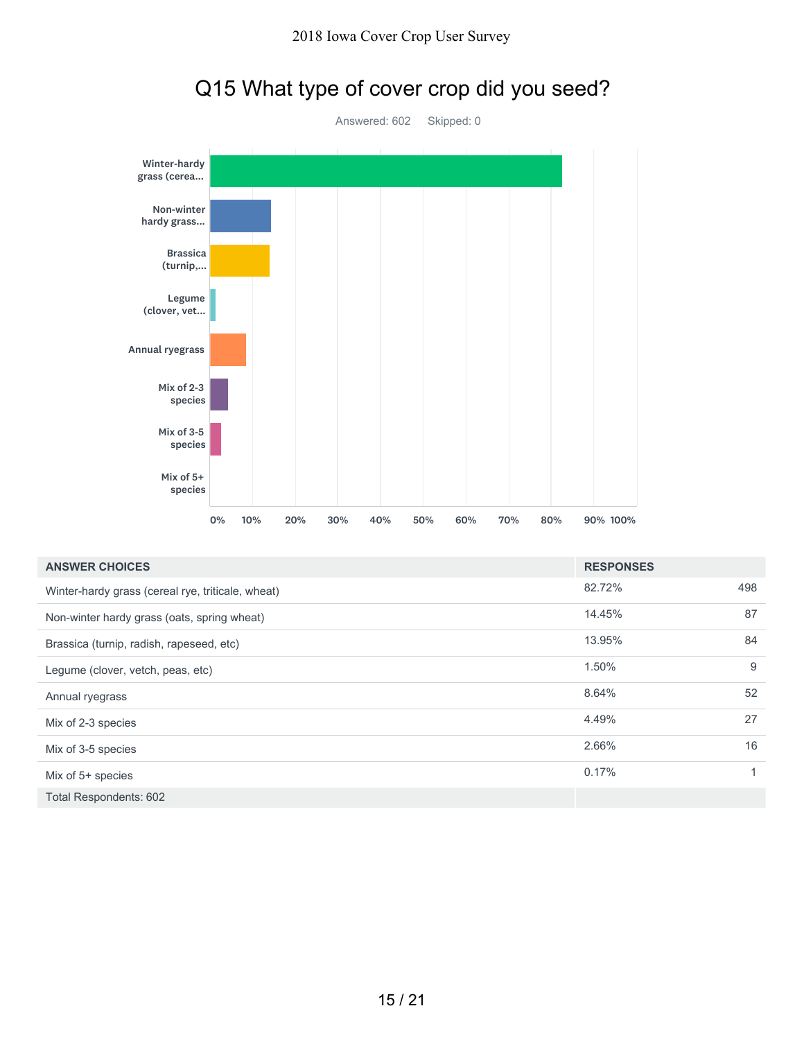# Q15 What type of cover crop did you seed?

Answered: 602 Skipped: 0

| ANSWER CHOICES | RESPONSES | |
|---|---|---|
| Winter-hardy grass (cereal rye, triticale, wheat) | 82.72% | 498 |
| Non-winter hardy grass (oats, spring wheat) | 14.45% | 87 |
| Brassica (turnip, radish, rapeseed, etc) | 13.95% | 84 |
| Legume (clover, vetch, peas, etc) | 1.50% | 9 |
| Annual ryegrass | 8.64% | 52 |
| Mix of 2-3 species | 4.49% | 27 |
| Mix of 3-5 species | 2.66% | 16 |
| Mix of 5+ species | 0.17% | 1 |
| Total Respondents: 602 | | |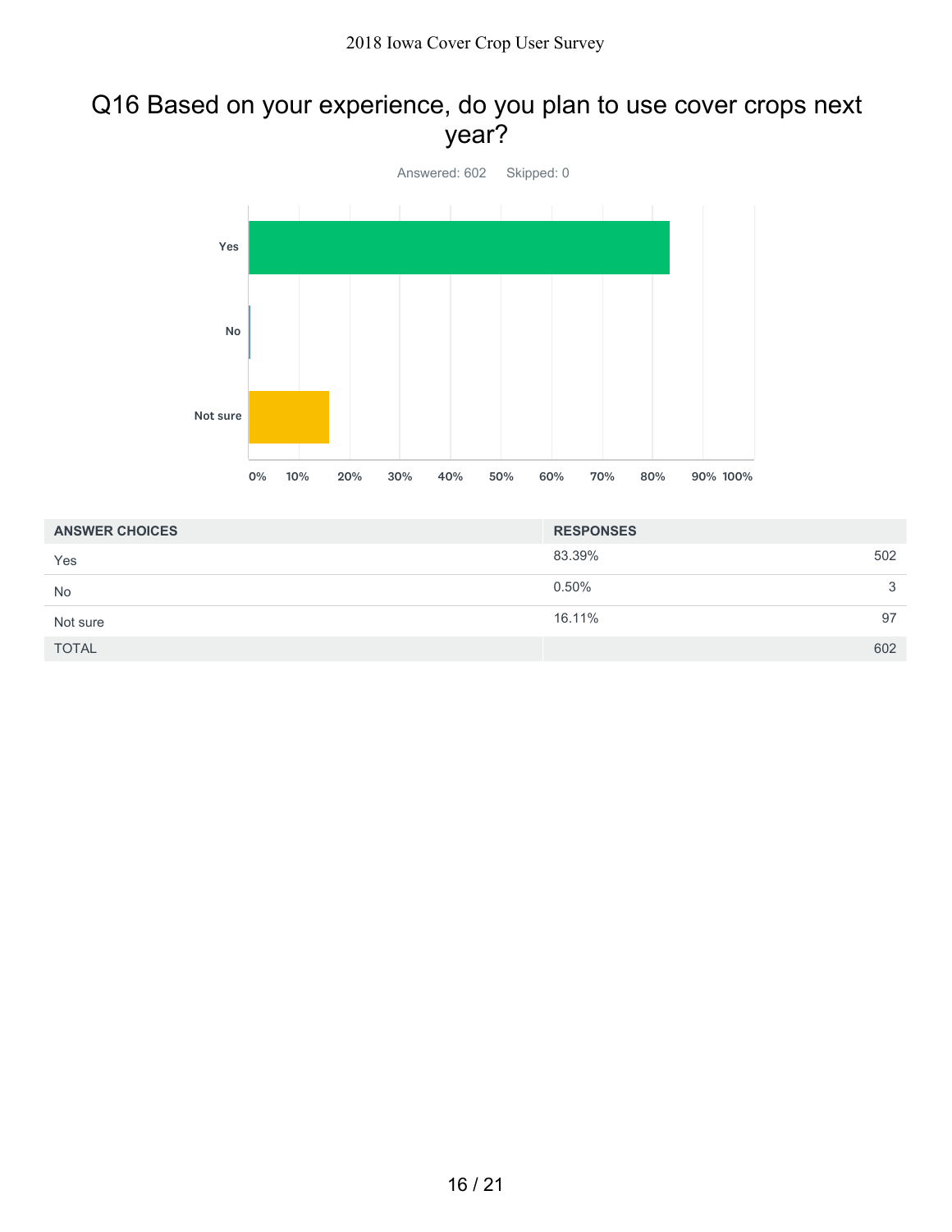# Q16 Based on your experience, do you plan to use cover crops next year?

Answered: 602 Skipped: 0

| ANSWER CHOICES | RESPONSES | |
|---|---|---|
| Yes | 83.39% | 502 |
| No | 0.50% | 3 |
| Not sure | 16.11% | 97 |
| TOTAL | | 602 |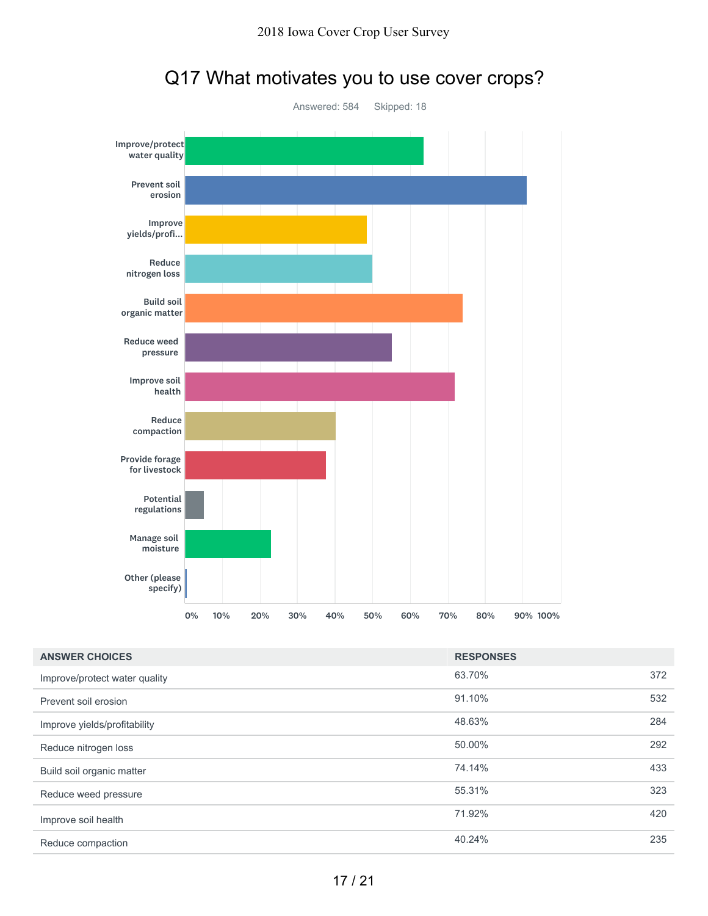# Q17 What motivates you to use cover crops?

Answered: 584    Skipped: 18

| ANSWER CHOICES | RESPONSES | |
|---|---|---|
| Improve/protect water quality | 63.70% | 372 |
| Prevent soil erosion | 91.10% | 532 |
| Improve yields/profitability | 48.63% | 284 |
| Reduce nitrogen loss | 50.00% | 292 |
| Build soil organic matter | 74.14% | 433 |
| Reduce weed pressure | 55.31% | 323 |
| Improve soil health | 71.92% | 420 |
| Reduce compaction | 40.24% | 235 |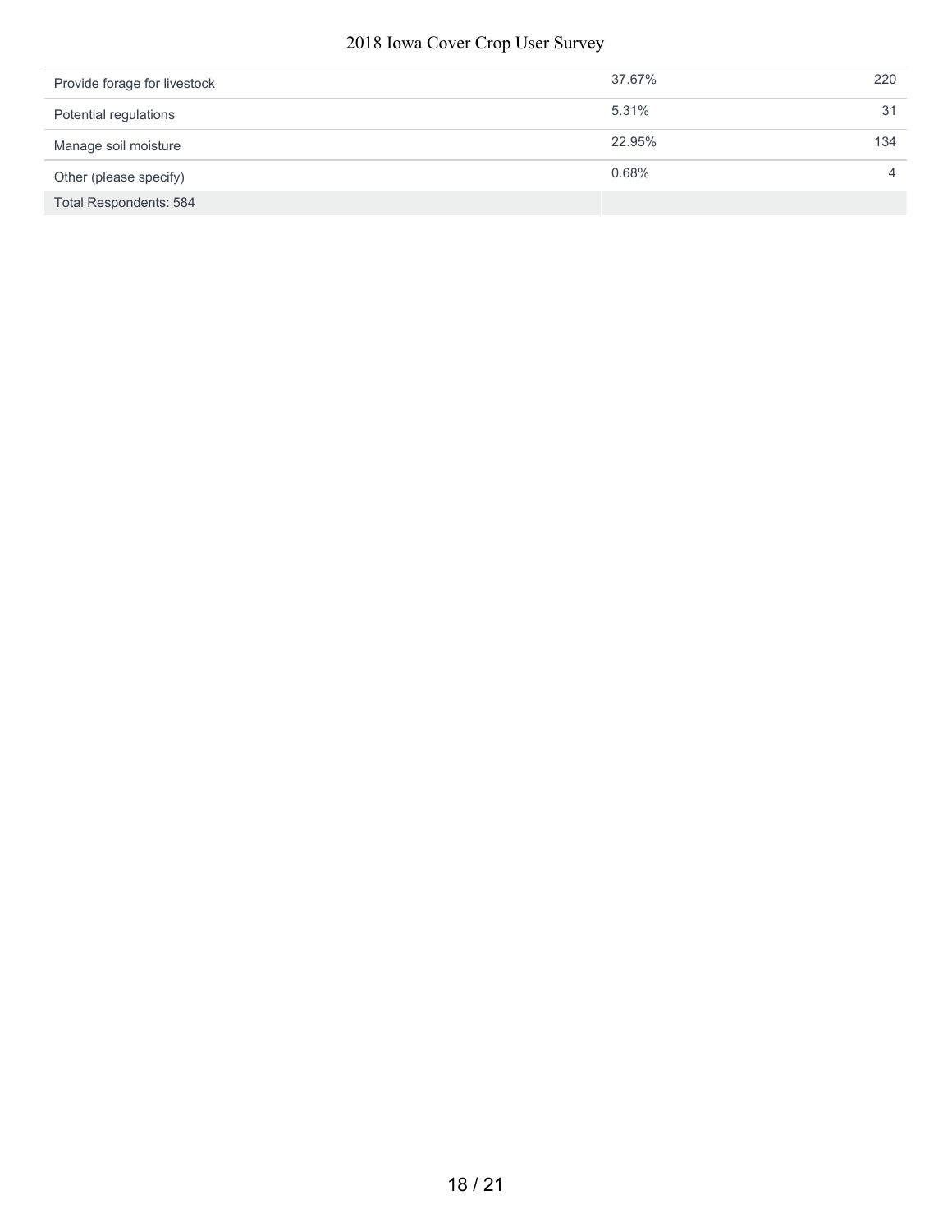| | | |
|---|---|---|
| Provide forage for livestock | 37.67% | 220 |
| Potential regulations | 5.31% | 31 |
| Manage soil moisture | 22.95% | 134 |
| Other (please specify) | 0.68% | 4 |
| Total Respondents: 584 | | |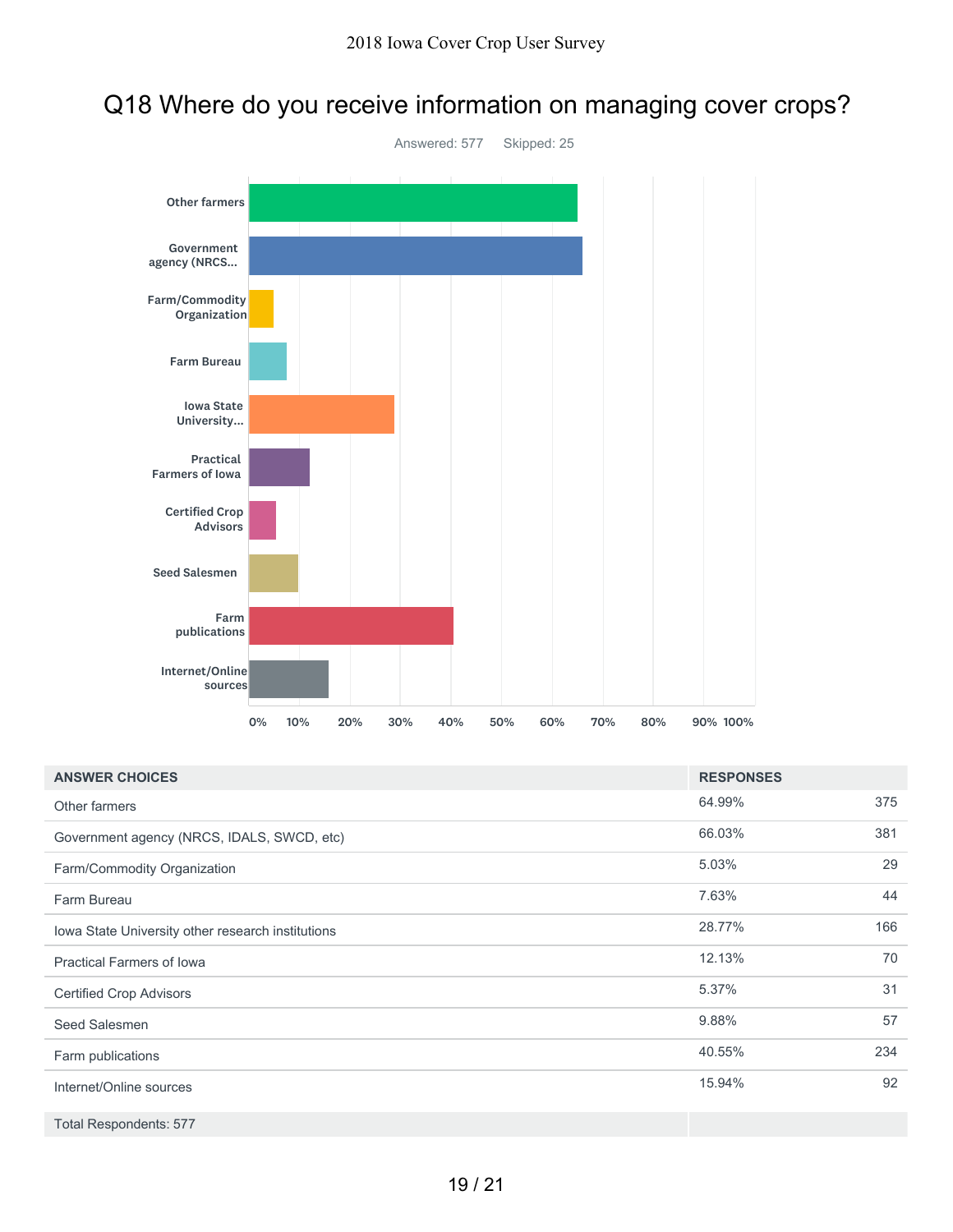## Q18 Where do you receive information on managing cover crops?

Answered: 577 Skipped: 25

| ANSWER CHOICES | RESPONSES | |
|---|---|---|
| Other farmers | 64.99% | 375 |
| Government agency (NRCS, IDALS, SWCD, etc) | 66.03% | 381 |
| Farm/Commodity Organization | 5.03% | 29 |
| Farm Bureau | 7.63% | 44 |
| Iowa State University other research institutions | 28.77% | 166 |
| Practical Farmers of Iowa | 12.13% | 70 |
| Certified Crop Advisors | 5.37% | 31 |
| Seed Salesmen | 9.88% | 57 |
| Farm publications | 40.55% | 234 |
| Internet/Online sources | 15.94% | 92 |
| Total Respondents: 577 | | |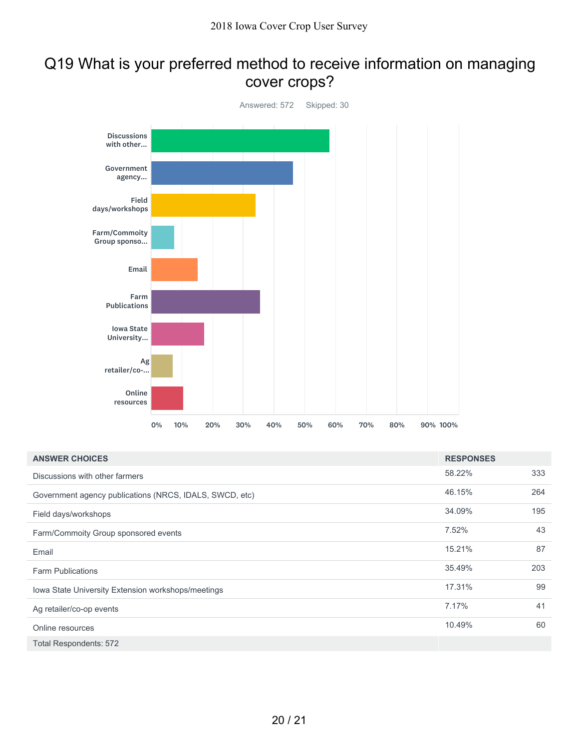## Q19 What is your preferred method to receive information on managing cover crops?

Answered: 572 Skipped: 30

| ANSWER CHOICES | RESPONSES | |
|---|---|---|
| Discussions with other farmers | 58.22% | 333 |
| Government agency publications (NRCS, IDALS, SWCD, etc) | 46.15% | 264 |
| Field days/workshops | 34.09% | 195 |
| Farm/Commoity Group sponsored events | 7.52% | 43 |
| Email | 15.21% | 87 |
| Farm Publications | 35.49% | 203 |
| Iowa State University Extension workshops/meetings | 17.31% | 99 |
| Ag retailer/co-op events | 7.17% | 41 |
| Online resources | 10.49% | 60 |
| Total Respondents: 572 | | |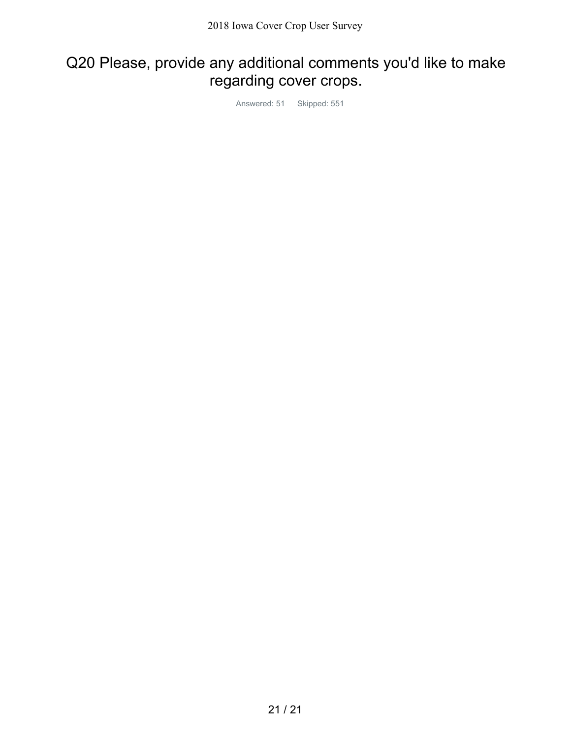## Q20 Please, provide any additional comments you'd like to make regarding cover crops.

Answered: 51 Skipped: 551